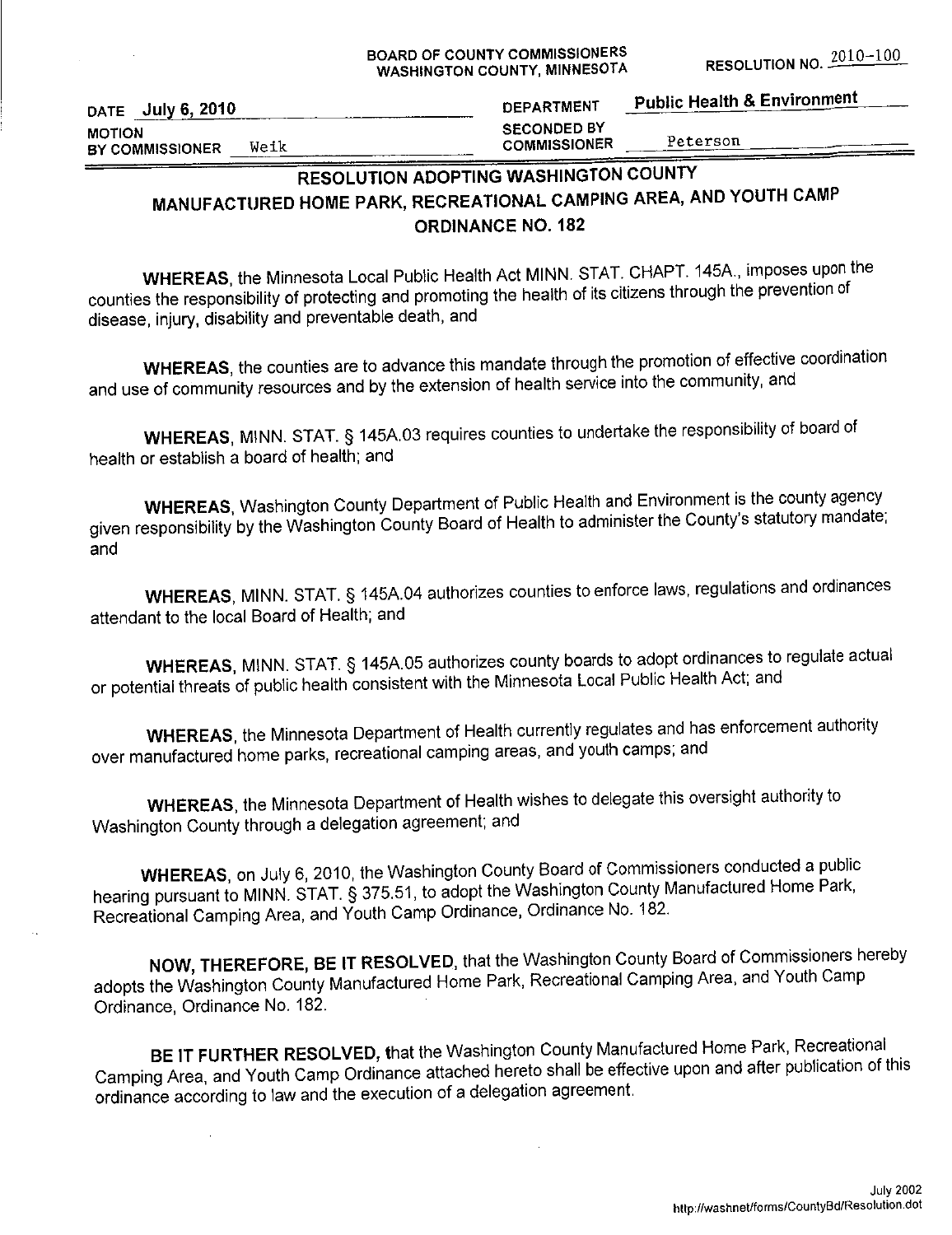BOARD OF COUNTY COMMISSIONERS
WASHINGTON COUNTY, MINNESOTA

RESOLUTION NO. 2010-100

| | | | |
|---|---|---|---|
| DATE | July 6, 2010 | DEPARTMENT | Public Health & Environment |
| MOTION BY COMMISSIONER | Weik | SECONDED BY COMMISSIONER | Peterson |

## RESOLUTION ADOPTING WASHINGTON COUNTY MANUFACTURED HOME PARK, RECREATIONAL CAMPING AREA, AND YOUTH CAMP ORDINANCE NO. 182

**WHEREAS**, the Minnesota Local Public Health Act MINN. STAT. CHAPT. 145A., imposes upon the counties the responsibility of protecting and promoting the health of its citizens through the prevention of disease, injury, disability and preventable death, and

**WHEREAS**, the counties are to advance this mandate through the promotion of effective coordination and use of community resources and by the extension of health service into the community, and

**WHEREAS**, MINN. STAT. § 145A.03 requires counties to undertake the responsibility of board of health or establish a board of health; and

**WHEREAS**, Washington County Department of Public Health and Environment is the county agency given responsibility by the Washington County Board of Health to administer the County's statutory mandate; and

**WHEREAS**, MINN. STAT. § 145A.04 authorizes counties to enforce laws, regulations and ordinances attendant to the local Board of Health; and

**WHEREAS**, MINN. STAT. § 145A.05 authorizes county boards to adopt ordinances to regulate actual or potential threats of public health consistent with the Minnesota Local Public Health Act; and

**WHEREAS**, the Minnesota Department of Health currently regulates and has enforcement authority over manufactured home parks, recreational camping areas, and youth camps; and

**WHEREAS**, the Minnesota Department of Health wishes to delegate this oversight authority to Washington County through a delegation agreement; and

**WHEREAS**, on July 6, 2010, the Washington County Board of Commissioners conducted a public hearing pursuant to MINN. STAT. § 375.51, to adopt the Washington County Manufactured Home Park, Recreational Camping Area, and Youth Camp Ordinance, Ordinance No. 182.

**NOW, THEREFORE, BE IT RESOLVED**, that the Washington County Board of Commissioners hereby adopts the Washington County Manufactured Home Park, Recreational Camping Area, and Youth Camp Ordinance, Ordinance No. 182.

**BE IT FURTHER RESOLVED,** that the Washington County Manufactured Home Park, Recreational Camping Area, and Youth Camp Ordinance attached hereto shall be effective upon and after publication of this ordinance according to law and the execution of a delegation agreement.

July 2002
http://washnet/forms/CountyBd/Resolution.dot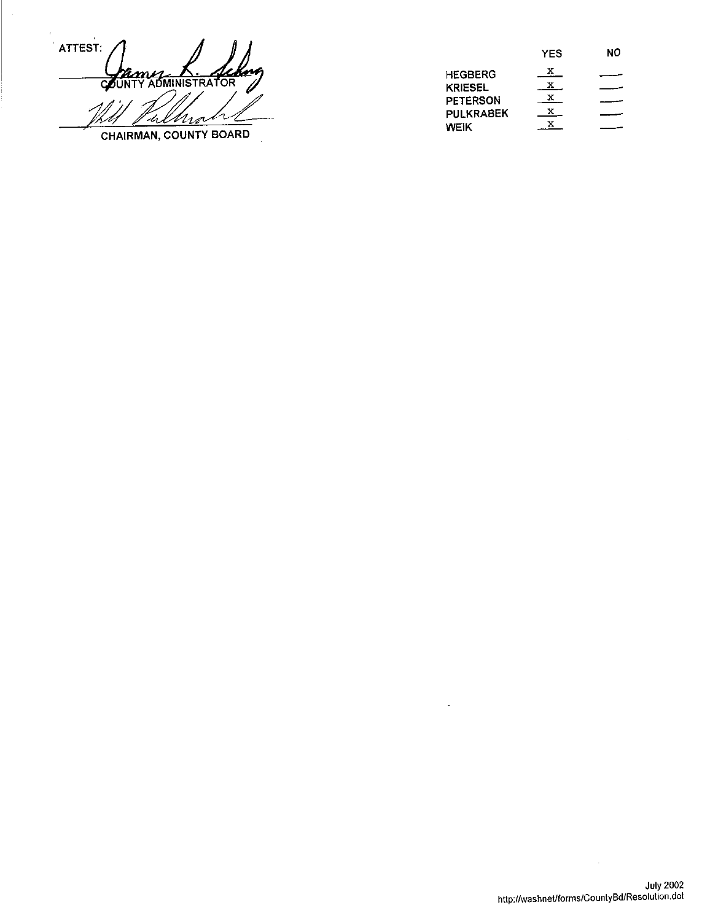ATTEST:

COUNTY ADMINISTRATOR

CHAIRMAN, COUNTY BOARD

| | YES | NO |
|---|---|---|
| HEGBERG | X | |
| KRIESEL | X | |
| PETERSON | X | |
| PULKRABEK | X | |
| WEIK | X | |

July 2002
http://washnet/forms/CountyBd/Resolution.dot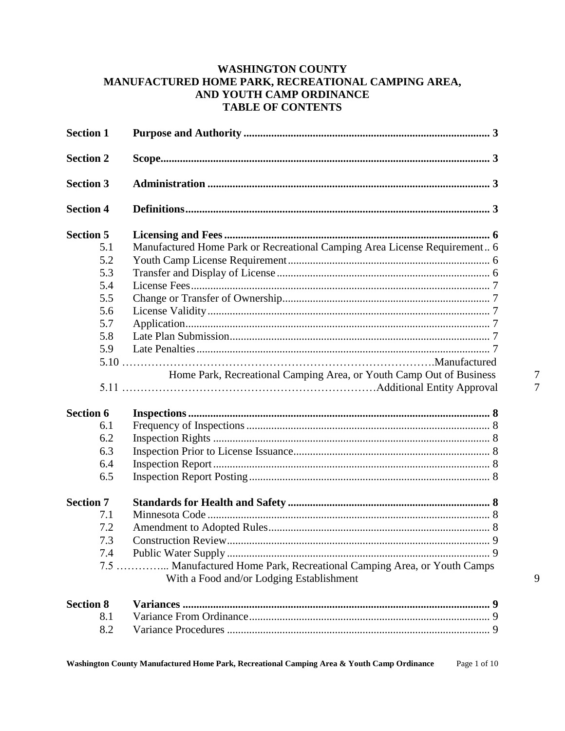# WASHINGTON COUNTY
# MANUFACTURED HOME PARK, RECREATIONAL CAMPING AREA, AND YOUTH CAMP ORDINANCE
# TABLE OF CONTENTS

| | | |
|---|---|---|
| **Section 1** | **Purpose and Authority** | **3** |
| **Section 2** | **Scope** | **3** |
| **Section 3** | **Administration** | **3** |
| **Section 4** | **Definitions** | **3** |
| **Section 5** | **Licensing and Fees** | **6** |
| 5.1 | Manufactured Home Park or Recreational Camping Area License Requirement | 6 |
| 5.2 | Youth Camp License Requirement | 6 |
| 5.3 | Transfer and Display of License | 6 |
| 5.4 | License Fees | 7 |
| 5.5 | Change or Transfer of Ownership | 7 |
| 5.6 | License Validity | 7 |
| 5.7 | Application | 7 |
| 5.8 | Late Plan Submission | 7 |
| 5.9 | Late Penalties | 7 |
| 5.10 | Manufactured Home Park, Recreational Camping Area, or Youth Camp Out of Business | 7 |
| 5.11 | Additional Entity Approval | 7 |
| **Section 6** | **Inspections** | **8** |
| 6.1 | Frequency of Inspections | 8 |
| 6.2 | Inspection Rights | 8 |
| 6.3 | Inspection Prior to License Issuance | 8 |
| 6.4 | Inspection Report | 8 |
| 6.5 | Inspection Report Posting | 8 |
| **Section 7** | **Standards for Health and Safety** | **8** |
| 7.1 | Minnesota Code | 8 |
| 7.2 | Amendment to Adopted Rules | 8 |
| 7.3 | Construction Review | 9 |
| 7.4 | Public Water Supply | 9 |
| 7.5 | Manufactured Home Park, Recreational Camping Area, or Youth Camps With a Food and/or Lodging Establishment | 9 |
| **Section 8** | **Variances** | **9** |
| 8.1 | Variance From Ordinance | 9 |
| 8.2 | Variance Procedures | 9 |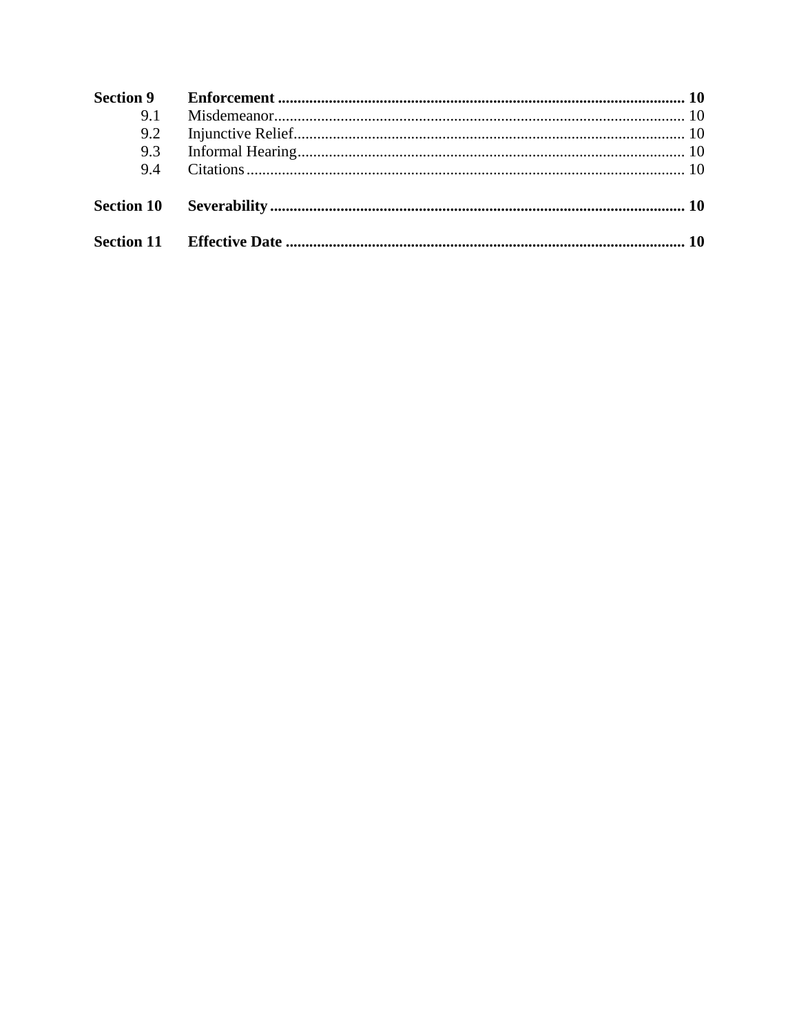| | | |
|---|---|---|
| **Section 9** | **Enforcement** | **10** |
| 9.1 | Misdemeanor | 10 |
| 9.2 | Injunctive Relief | 10 |
| 9.3 | Informal Hearing | 10 |
| 9.4 | Citations | 10 |
| **Section 10** | **Severability** | **10** |
| **Section 11** | **Effective Date** | **10** |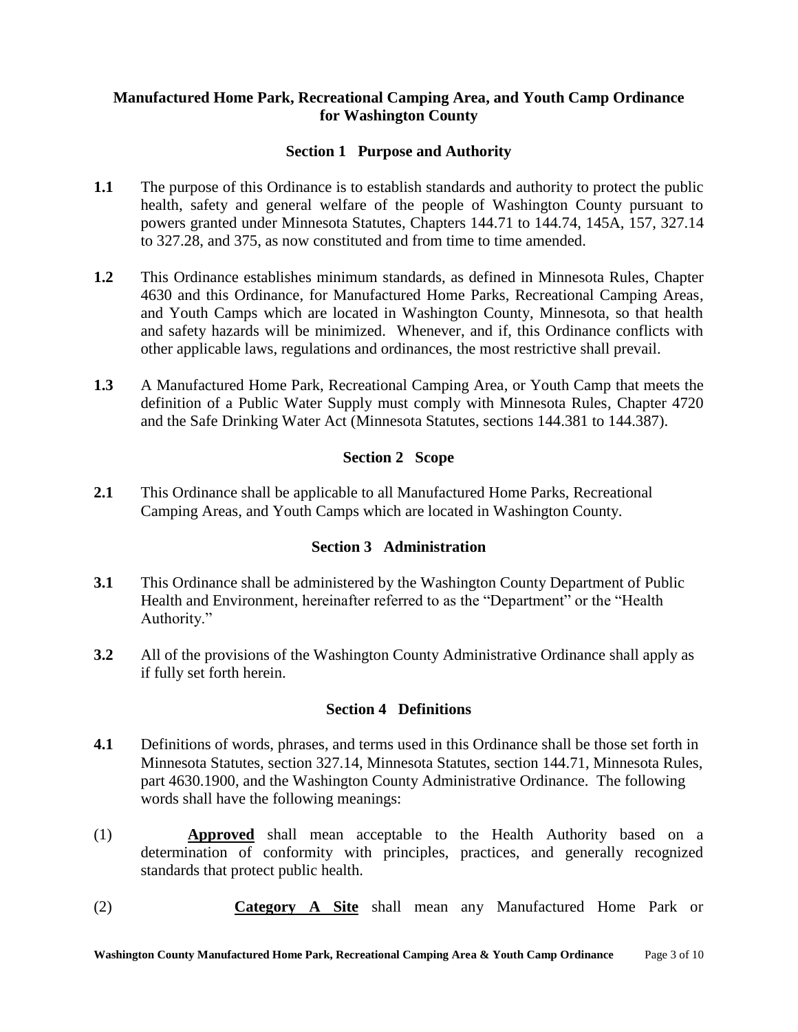# Manufactured Home Park, Recreational Camping Area, and Youth Camp Ordinance for Washington County

## Section 1 Purpose and Authority

**1.1** The purpose of this Ordinance is to establish standards and authority to protect the public health, safety and general welfare of the people of Washington County pursuant to powers granted under Minnesota Statutes, Chapters 144.71 to 144.74, 145A, 157, 327.14 to 327.28, and 375, as now constituted and from time to time amended.

**1.2** This Ordinance establishes minimum standards, as defined in Minnesota Rules, Chapter 4630 and this Ordinance, for Manufactured Home Parks, Recreational Camping Areas, and Youth Camps which are located in Washington County, Minnesota, so that health and safety hazards will be minimized. Whenever, and if, this Ordinance conflicts with other applicable laws, regulations and ordinances, the most restrictive shall prevail.

**1.3** A Manufactured Home Park, Recreational Camping Area, or Youth Camp that meets the definition of a Public Water Supply must comply with Minnesota Rules, Chapter 4720 and the Safe Drinking Water Act (Minnesota Statutes, sections 144.381 to 144.387).

## Section 2 Scope

**2.1** This Ordinance shall be applicable to all Manufactured Home Parks, Recreational Camping Areas, and Youth Camps which are located in Washington County.

## Section 3 Administration

**3.1** This Ordinance shall be administered by the Washington County Department of Public Health and Environment, hereinafter referred to as the "Department" or the "Health Authority."

**3.2** All of the provisions of the Washington County Administrative Ordinance shall apply as if fully set forth herein.

## Section 4 Definitions

**4.1** Definitions of words, phrases, and terms used in this Ordinance shall be those set forth in Minnesota Statutes, section 327.14, Minnesota Statutes, section 144.71, Minnesota Rules, part 4630.1900, and the Washington County Administrative Ordinance. The following words shall have the following meanings:

(1) **<u>Approved</u>** shall mean acceptable to the Health Authority based on a determination of conformity with principles, practices, and generally recognized standards that protect public health.

(2) **<u>Category A Site</u>** shall mean any Manufactured Home Park or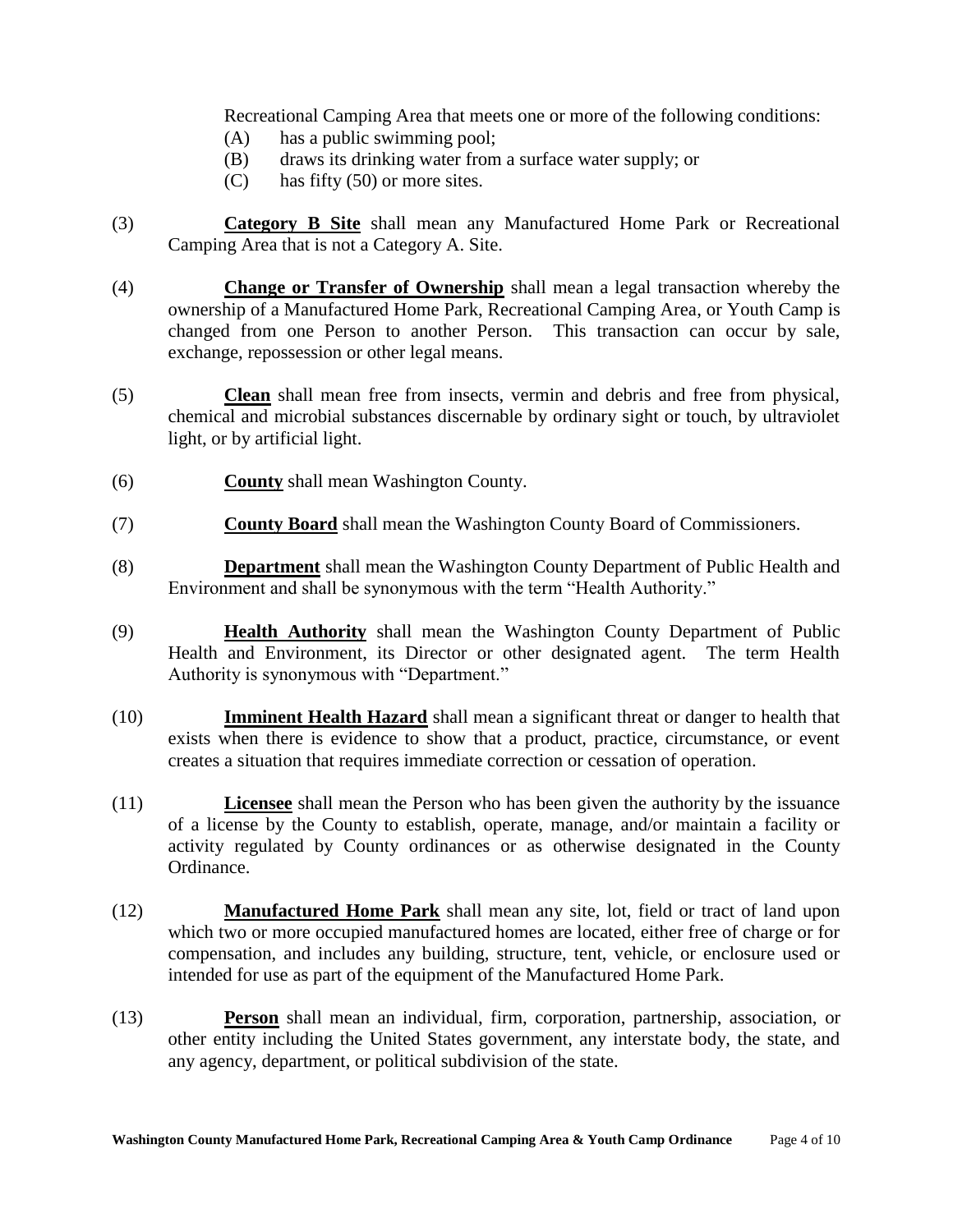Recreational Camping Area that meets one or more of the following conditions:

(A) has a public swimming pool;
(B) draws its drinking water from a surface water supply; or
(C) has fifty (50) or more sites.

(3) **Category B Site** shall mean any Manufactured Home Park or Recreational Camping Area that is not a Category A. Site.

(4) **Change or Transfer of Ownership** shall mean a legal transaction whereby the ownership of a Manufactured Home Park, Recreational Camping Area, or Youth Camp is changed from one Person to another Person. This transaction can occur by sale, exchange, repossession or other legal means.

(5) **Clean** shall mean free from insects, vermin and debris and free from physical, chemical and microbial substances discernable by ordinary sight or touch, by ultraviolet light, or by artificial light.

(6) **County** shall mean Washington County.

(7) **County Board** shall mean the Washington County Board of Commissioners.

(8) **Department** shall mean the Washington County Department of Public Health and Environment and shall be synonymous with the term "Health Authority."

(9) **Health Authority** shall mean the Washington County Department of Public Health and Environment, its Director or other designated agent. The term Health Authority is synonymous with "Department."

(10) **Imminent Health Hazard** shall mean a significant threat or danger to health that exists when there is evidence to show that a product, practice, circumstance, or event creates a situation that requires immediate correction or cessation of operation.

(11) **Licensee** shall mean the Person who has been given the authority by the issuance of a license by the County to establish, operate, manage, and/or maintain a facility or activity regulated by County ordinances or as otherwise designated in the County Ordinance.

(12) **Manufactured Home Park** shall mean any site, lot, field or tract of land upon which two or more occupied manufactured homes are located, either free of charge or for compensation, and includes any building, structure, tent, vehicle, or enclosure used or intended for use as part of the equipment of the Manufactured Home Park.

(13) **Person** shall mean an individual, firm, corporation, partnership, association, or other entity including the United States government, any interstate body, the state, and any agency, department, or political subdivision of the state.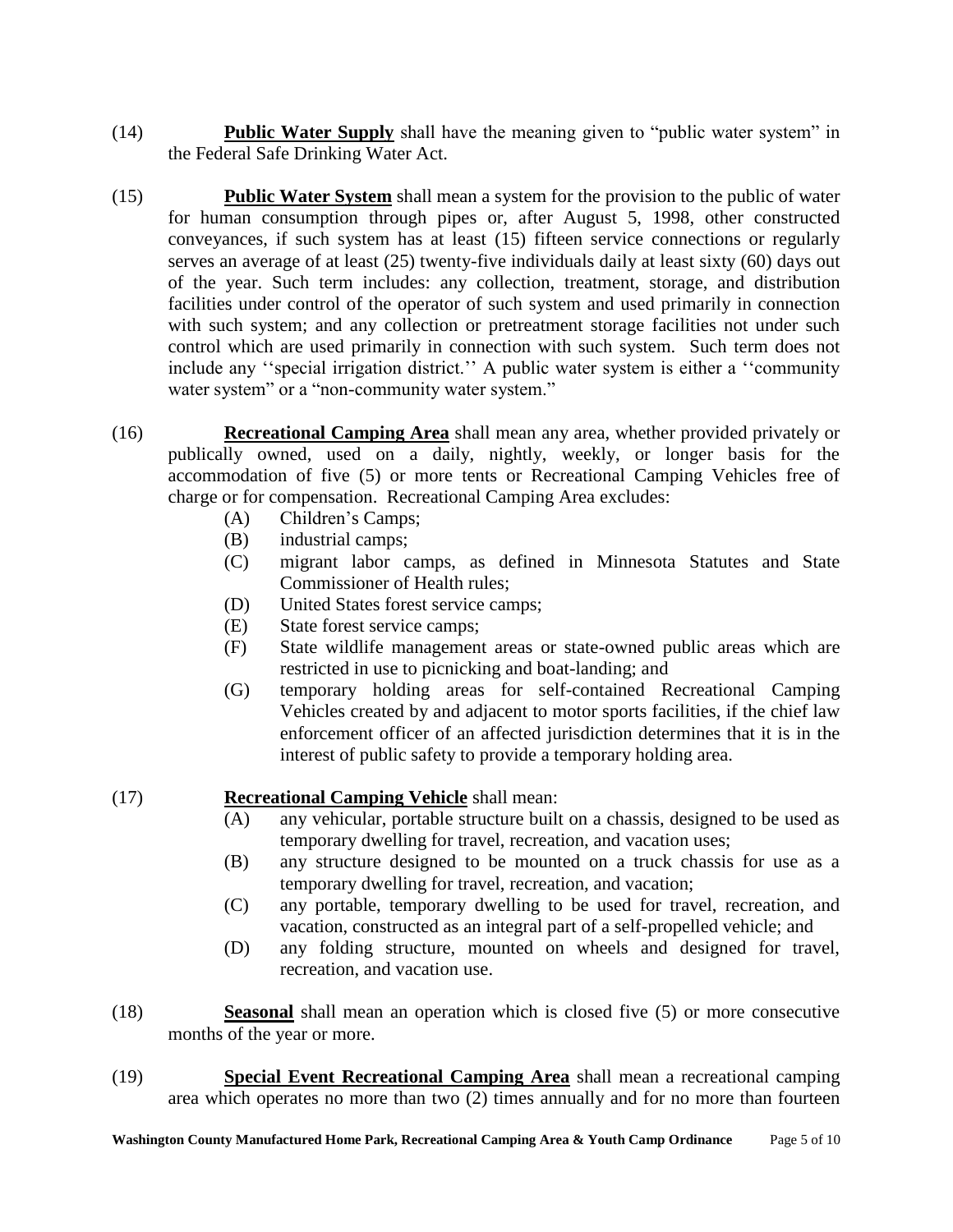(14) **Public Water Supply** shall have the meaning given to "public water system" in the Federal Safe Drinking Water Act.

(15) **Public Water System** shall mean a system for the provision to the public of water for human consumption through pipes or, after August 5, 1998, other constructed conveyances, if such system has at least (15) fifteen service connections or regularly serves an average of at least (25) twenty-five individuals daily at least sixty (60) days out of the year. Such term includes: any collection, treatment, storage, and distribution facilities under control of the operator of such system and used primarily in connection with such system; and any collection or pretreatment storage facilities not under such control which are used primarily in connection with such system. Such term does not include any ''special irrigation district.'' A public water system is either a ''community water system" or a "non-community water system."

(16) **Recreational Camping Area** shall mean any area, whether provided privately or publically owned, used on a daily, nightly, weekly, or longer basis for the accommodation of five (5) or more tents or Recreational Camping Vehicles free of charge or for compensation. Recreational Camping Area excludes:

- (A) Children's Camps;
- (B) industrial camps;
- (C) migrant labor camps, as defined in Minnesota Statutes and State Commissioner of Health rules;
- (D) United States forest service camps;
- (E) State forest service camps;
- (F) State wildlife management areas or state-owned public areas which are restricted in use to picnicking and boat-landing; and
- (G) temporary holding areas for self-contained Recreational Camping Vehicles created by and adjacent to motor sports facilities, if the chief law enforcement officer of an affected jurisdiction determines that it is in the interest of public safety to provide a temporary holding area.

(17) **Recreational Camping Vehicle** shall mean:

- (A) any vehicular, portable structure built on a chassis, designed to be used as temporary dwelling for travel, recreation, and vacation uses;
- (B) any structure designed to be mounted on a truck chassis for use as a temporary dwelling for travel, recreation, and vacation;
- (C) any portable, temporary dwelling to be used for travel, recreation, and vacation, constructed as an integral part of a self-propelled vehicle; and
- (D) any folding structure, mounted on wheels and designed for travel, recreation, and vacation use.

(18) **Seasonal** shall mean an operation which is closed five (5) or more consecutive months of the year or more.

(19) **Special Event Recreational Camping Area** shall mean a recreational camping area which operates no more than two (2) times annually and for no more than fourteen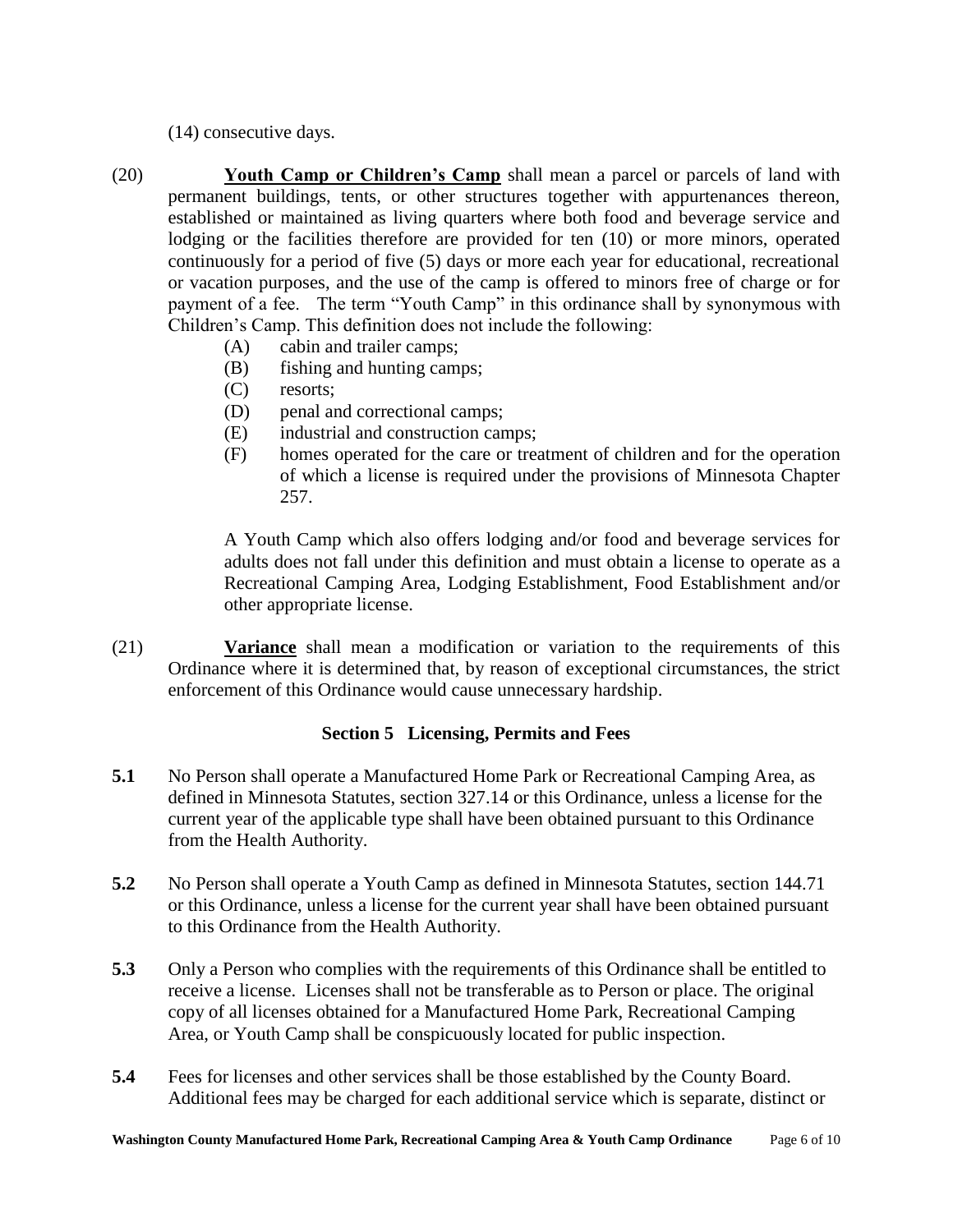(14) consecutive days.

(20) **Youth Camp or Children's Camp** shall mean a parcel or parcels of land with permanent buildings, tents, or other structures together with appurtenances thereon, established or maintained as living quarters where both food and beverage service and lodging or the facilities therefore are provided for ten (10) or more minors, operated continuously for a period of five (5) days or more each year for educational, recreational or vacation purposes, and the use of the camp is offered to minors free of charge or for payment of a fee. The term "Youth Camp" in this ordinance shall by synonymous with Children's Camp. This definition does not include the following:

- (A) cabin and trailer camps;
- (B) fishing and hunting camps;
- (C) resorts;
- (D) penal and correctional camps;
- (E) industrial and construction camps;
- (F) homes operated for the care or treatment of children and for the operation of which a license is required under the provisions of Minnesota Chapter 257.

A Youth Camp which also offers lodging and/or food and beverage services for adults does not fall under this definition and must obtain a license to operate as a Recreational Camping Area, Lodging Establishment, Food Establishment and/or other appropriate license.

(21) **Variance** shall mean a modification or variation to the requirements of this Ordinance where it is determined that, by reason of exceptional circumstances, the strict enforcement of this Ordinance would cause unnecessary hardship.

## Section 5 Licensing, Permits and Fees

**5.1** No Person shall operate a Manufactured Home Park or Recreational Camping Area, as defined in Minnesota Statutes, section 327.14 or this Ordinance, unless a license for the current year of the applicable type shall have been obtained pursuant to this Ordinance from the Health Authority.

**5.2** No Person shall operate a Youth Camp as defined in Minnesota Statutes, section 144.71 or this Ordinance, unless a license for the current year shall have been obtained pursuant to this Ordinance from the Health Authority.

**5.3** Only a Person who complies with the requirements of this Ordinance shall be entitled to receive a license. Licenses shall not be transferable as to Person or place. The original copy of all licenses obtained for a Manufactured Home Park, Recreational Camping Area, or Youth Camp shall be conspicuously located for public inspection.

**5.4** Fees for licenses and other services shall be those established by the County Board. Additional fees may be charged for each additional service which is separate, distinct or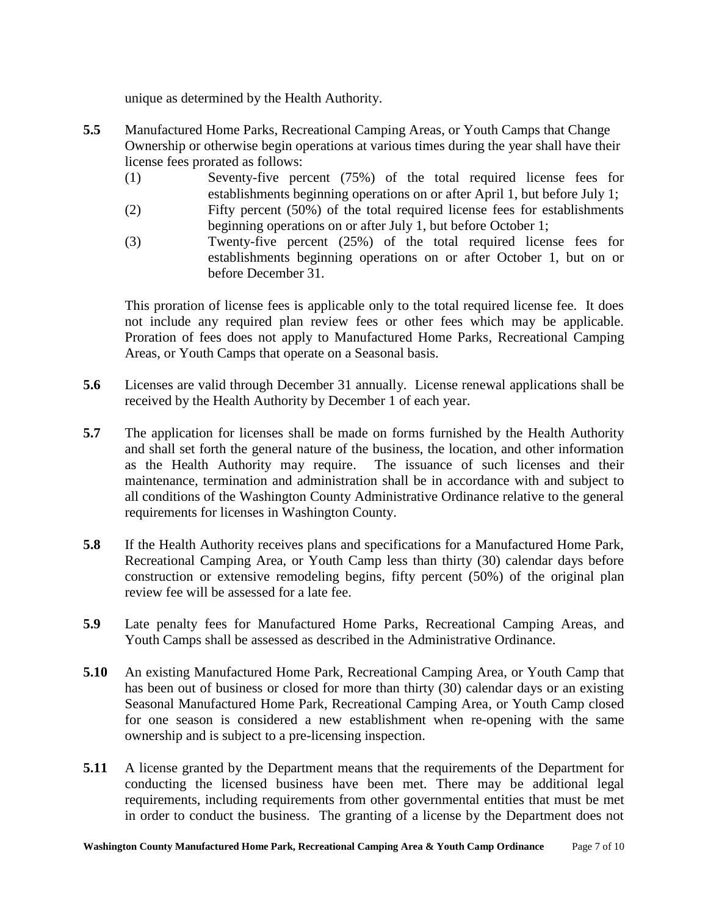unique as determined by the Health Authority.

**5.5** Manufactured Home Parks, Recreational Camping Areas, or Youth Camps that Change Ownership or otherwise begin operations at various times during the year shall have their license fees prorated as follows:

(1) Seventy-five percent (75%) of the total required license fees for establishments beginning operations on or after April 1, but before July 1;

(2) Fifty percent (50%) of the total required license fees for establishments beginning operations on or after July 1, but before October 1;

(3) Twenty-five percent (25%) of the total required license fees for establishments beginning operations on or after October 1, but on or before December 31.

This proration of license fees is applicable only to the total required license fee. It does not include any required plan review fees or other fees which may be applicable. Proration of fees does not apply to Manufactured Home Parks, Recreational Camping Areas, or Youth Camps that operate on a Seasonal basis.

**5.6** Licenses are valid through December 31 annually. License renewal applications shall be received by the Health Authority by December 1 of each year.

**5.7** The application for licenses shall be made on forms furnished by the Health Authority and shall set forth the general nature of the business, the location, and other information as the Health Authority may require. The issuance of such licenses and their maintenance, termination and administration shall be in accordance with and subject to all conditions of the Washington County Administrative Ordinance relative to the general requirements for licenses in Washington County.

**5.8** If the Health Authority receives plans and specifications for a Manufactured Home Park, Recreational Camping Area, or Youth Camp less than thirty (30) calendar days before construction or extensive remodeling begins, fifty percent (50%) of the original plan review fee will be assessed for a late fee.

**5.9** Late penalty fees for Manufactured Home Parks, Recreational Camping Areas, and Youth Camps shall be assessed as described in the Administrative Ordinance.

**5.10** An existing Manufactured Home Park, Recreational Camping Area, or Youth Camp that has been out of business or closed for more than thirty (30) calendar days or an existing Seasonal Manufactured Home Park, Recreational Camping Area, or Youth Camp closed for one season is considered a new establishment when re-opening with the same ownership and is subject to a pre-licensing inspection.

**5.11** A license granted by the Department means that the requirements of the Department for conducting the licensed business have been met. There may be additional legal requirements, including requirements from other governmental entities that must be met in order to conduct the business. The granting of a license by the Department does not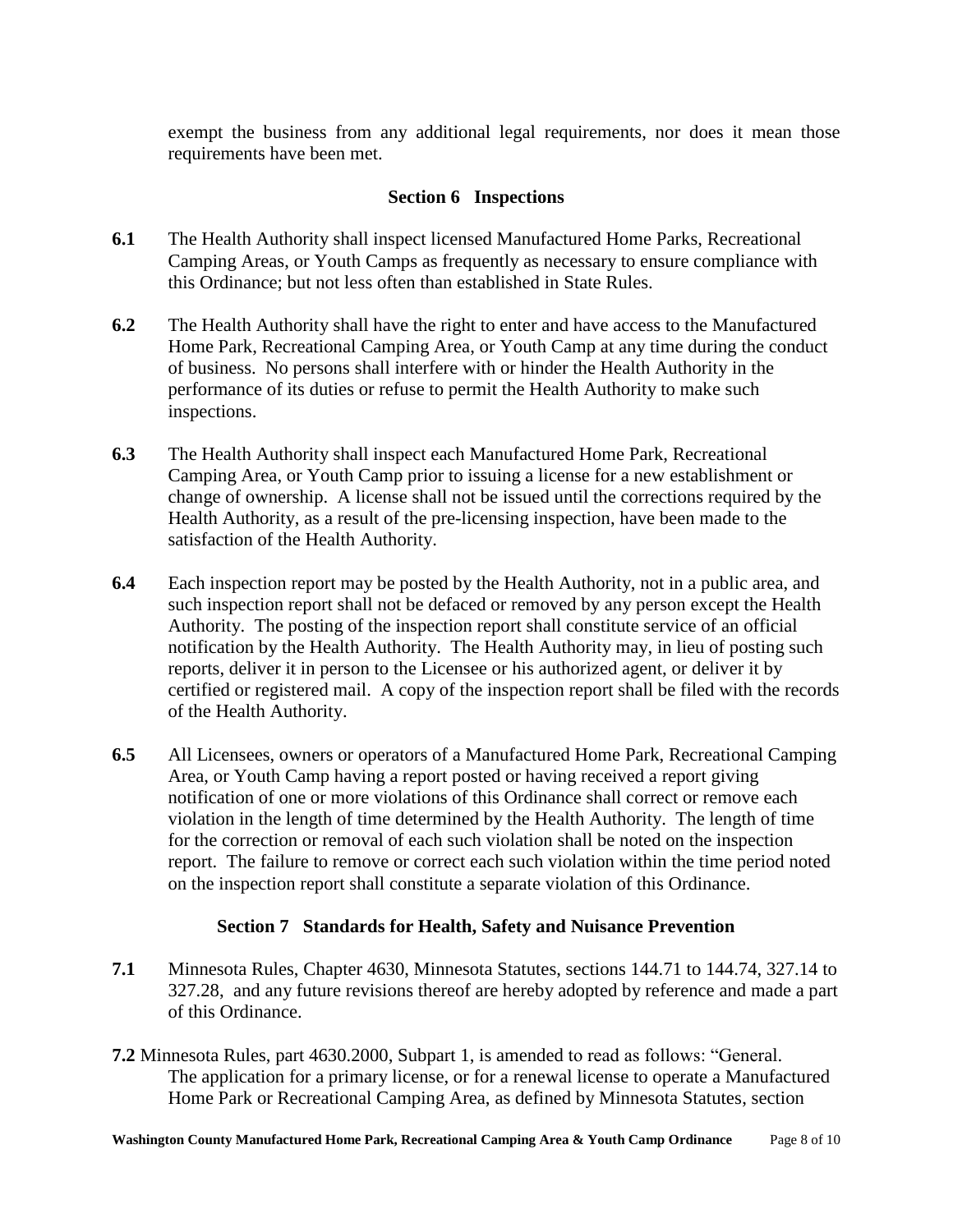exempt the business from any additional legal requirements, nor does it mean those requirements have been met.

## Section 6 Inspections

**6.1** The Health Authority shall inspect licensed Manufactured Home Parks, Recreational Camping Areas, or Youth Camps as frequently as necessary to ensure compliance with this Ordinance; but not less often than established in State Rules.

**6.2** The Health Authority shall have the right to enter and have access to the Manufactured Home Park, Recreational Camping Area, or Youth Camp at any time during the conduct of business. No persons shall interfere with or hinder the Health Authority in the performance of its duties or refuse to permit the Health Authority to make such inspections.

**6.3** The Health Authority shall inspect each Manufactured Home Park, Recreational Camping Area, or Youth Camp prior to issuing a license for a new establishment or change of ownership. A license shall not be issued until the corrections required by the Health Authority, as a result of the pre-licensing inspection, have been made to the satisfaction of the Health Authority.

**6.4** Each inspection report may be posted by the Health Authority, not in a public area, and such inspection report shall not be defaced or removed by any person except the Health Authority. The posting of the inspection report shall constitute service of an official notification by the Health Authority. The Health Authority may, in lieu of posting such reports, deliver it in person to the Licensee or his authorized agent, or deliver it by certified or registered mail. A copy of the inspection report shall be filed with the records of the Health Authority.

**6.5** All Licensees, owners or operators of a Manufactured Home Park, Recreational Camping Area, or Youth Camp having a report posted or having received a report giving notification of one or more violations of this Ordinance shall correct or remove each violation in the length of time determined by the Health Authority. The length of time for the correction or removal of each such violation shall be noted on the inspection report. The failure to remove or correct each such violation within the time period noted on the inspection report shall constitute a separate violation of this Ordinance.

## Section 7 Standards for Health, Safety and Nuisance Prevention

**7.1** Minnesota Rules, Chapter 4630, Minnesota Statutes, sections 144.71 to 144.74, 327.14 to 327.28, and any future revisions thereof are hereby adopted by reference and made a part of this Ordinance.

**7.2** Minnesota Rules, part 4630.2000, Subpart 1, is amended to read as follows: "General. The application for a primary license, or for a renewal license to operate a Manufactured Home Park or Recreational Camping Area, as defined by Minnesota Statutes, section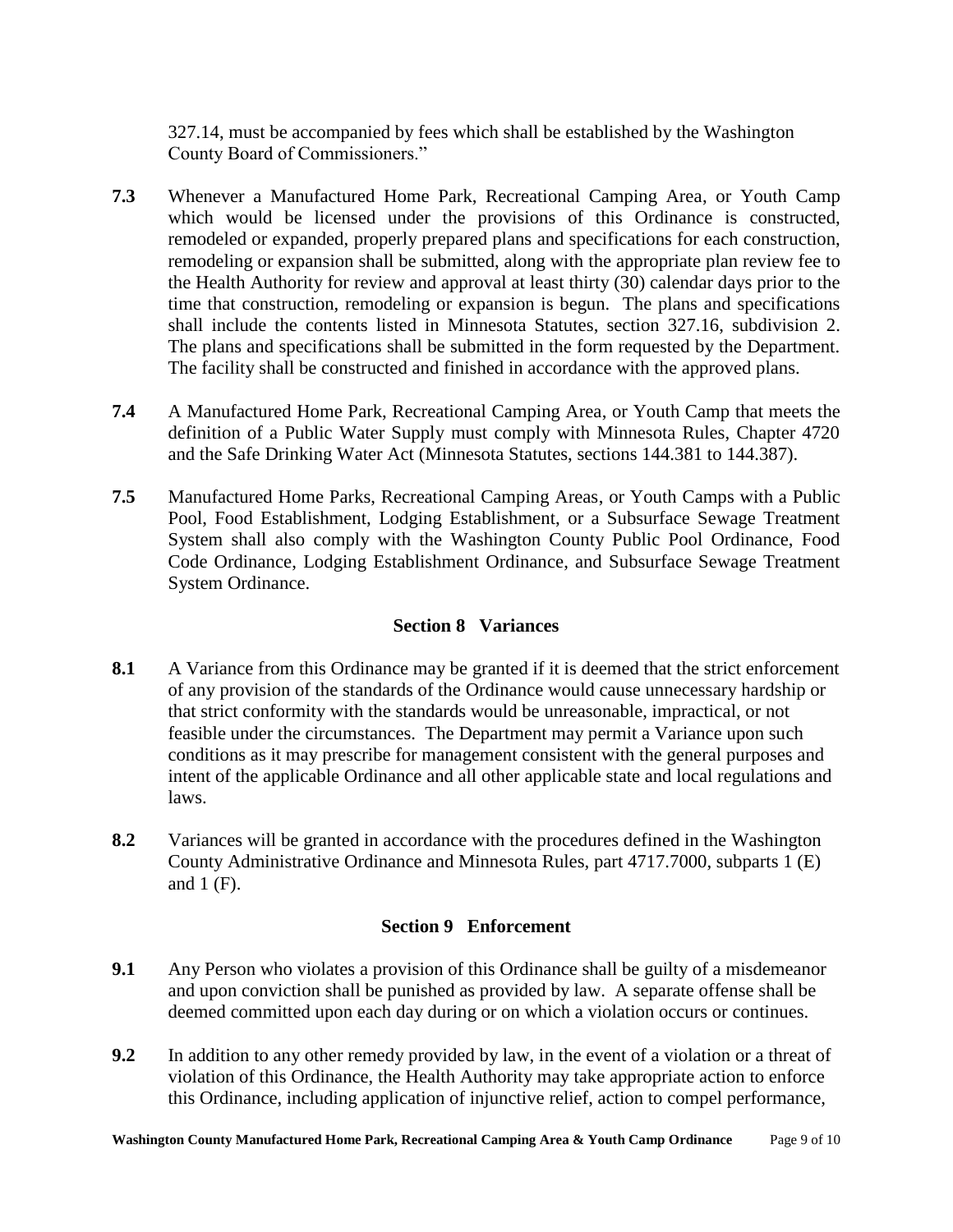327.14, must be accompanied by fees which shall be established by the Washington County Board of Commissioners."

**7.3** Whenever a Manufactured Home Park, Recreational Camping Area, or Youth Camp which would be licensed under the provisions of this Ordinance is constructed, remodeled or expanded, properly prepared plans and specifications for each construction, remodeling or expansion shall be submitted, along with the appropriate plan review fee to the Health Authority for review and approval at least thirty (30) calendar days prior to the time that construction, remodeling or expansion is begun. The plans and specifications shall include the contents listed in Minnesota Statutes, section 327.16, subdivision 2. The plans and specifications shall be submitted in the form requested by the Department. The facility shall be constructed and finished in accordance with the approved plans.

**7.4** A Manufactured Home Park, Recreational Camping Area, or Youth Camp that meets the definition of a Public Water Supply must comply with Minnesota Rules, Chapter 4720 and the Safe Drinking Water Act (Minnesota Statutes, sections 144.381 to 144.387).

**7.5** Manufactured Home Parks, Recreational Camping Areas, or Youth Camps with a Public Pool, Food Establishment, Lodging Establishment, or a Subsurface Sewage Treatment System shall also comply with the Washington County Public Pool Ordinance, Food Code Ordinance, Lodging Establishment Ordinance, and Subsurface Sewage Treatment System Ordinance.

## Section 8 Variances

**8.1** A Variance from this Ordinance may be granted if it is deemed that the strict enforcement of any provision of the standards of the Ordinance would cause unnecessary hardship or that strict conformity with the standards would be unreasonable, impractical, or not feasible under the circumstances. The Department may permit a Variance upon such conditions as it may prescribe for management consistent with the general purposes and intent of the applicable Ordinance and all other applicable state and local regulations and laws.

**8.2** Variances will be granted in accordance with the procedures defined in the Washington County Administrative Ordinance and Minnesota Rules, part 4717.7000, subparts 1 (E) and 1 (F).

## Section 9 Enforcement

**9.1** Any Person who violates a provision of this Ordinance shall be guilty of a misdemeanor and upon conviction shall be punished as provided by law. A separate offense shall be deemed committed upon each day during or on which a violation occurs or continues.

**9.2** In addition to any other remedy provided by law, in the event of a violation or a threat of violation of this Ordinance, the Health Authority may take appropriate action to enforce this Ordinance, including application of injunctive relief, action to compel performance,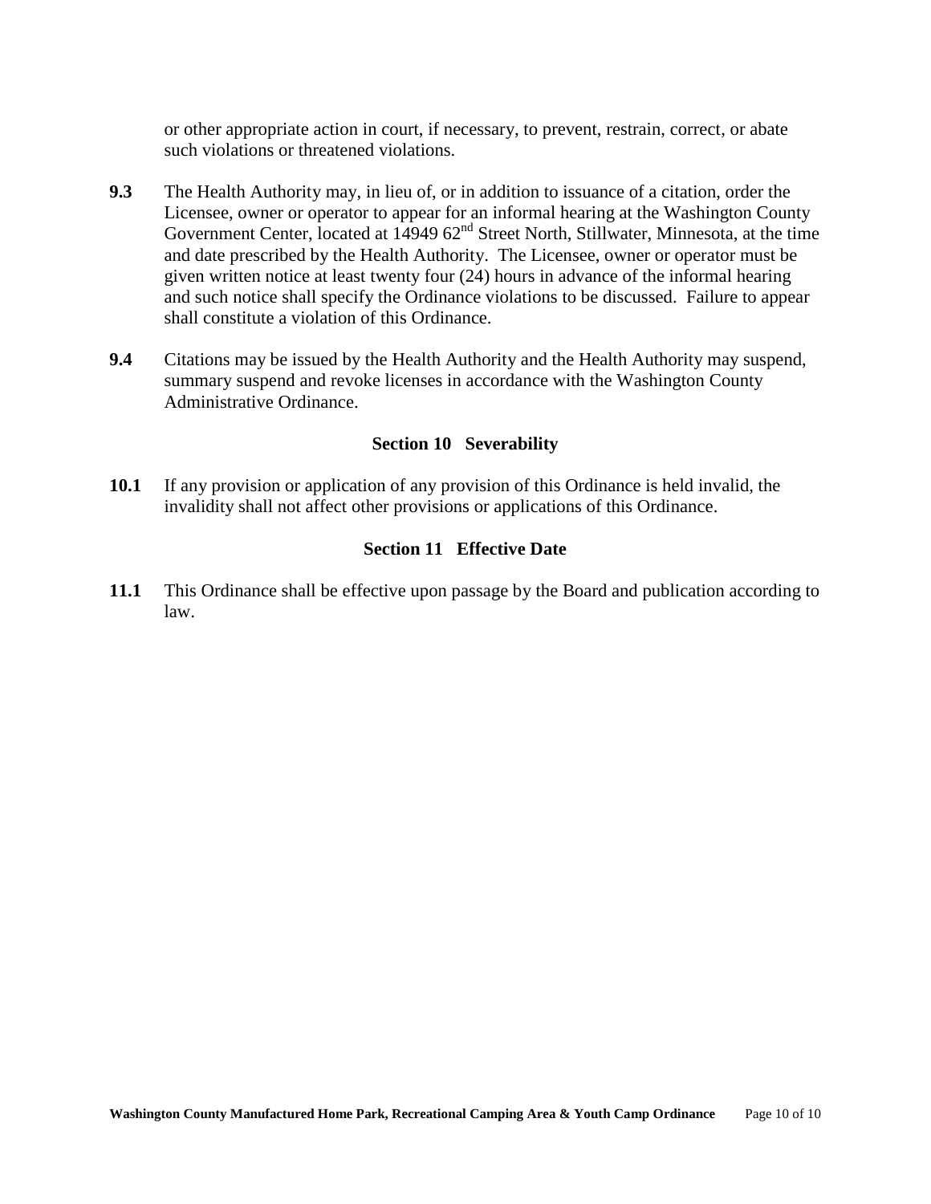or other appropriate action in court, if necessary, to prevent, restrain, correct, or abate such violations or threatened violations.

**9.3** The Health Authority may, in lieu of, or in addition to issuance of a citation, order the Licensee, owner or operator to appear for an informal hearing at the Washington County Government Center, located at 14949 62nd Street North, Stillwater, Minnesota, at the time and date prescribed by the Health Authority. The Licensee, owner or operator must be given written notice at least twenty four (24) hours in advance of the informal hearing and such notice shall specify the Ordinance violations to be discussed. Failure to appear shall constitute a violation of this Ordinance.

**9.4** Citations may be issued by the Health Authority and the Health Authority may suspend, summary suspend and revoke licenses in accordance with the Washington County Administrative Ordinance.

## Section 10 Severability

**10.1** If any provision or application of any provision of this Ordinance is held invalid, the invalidity shall not affect other provisions or applications of this Ordinance.

## Section 11 Effective Date

**11.1** This Ordinance shall be effective upon passage by the Board and publication according to law.